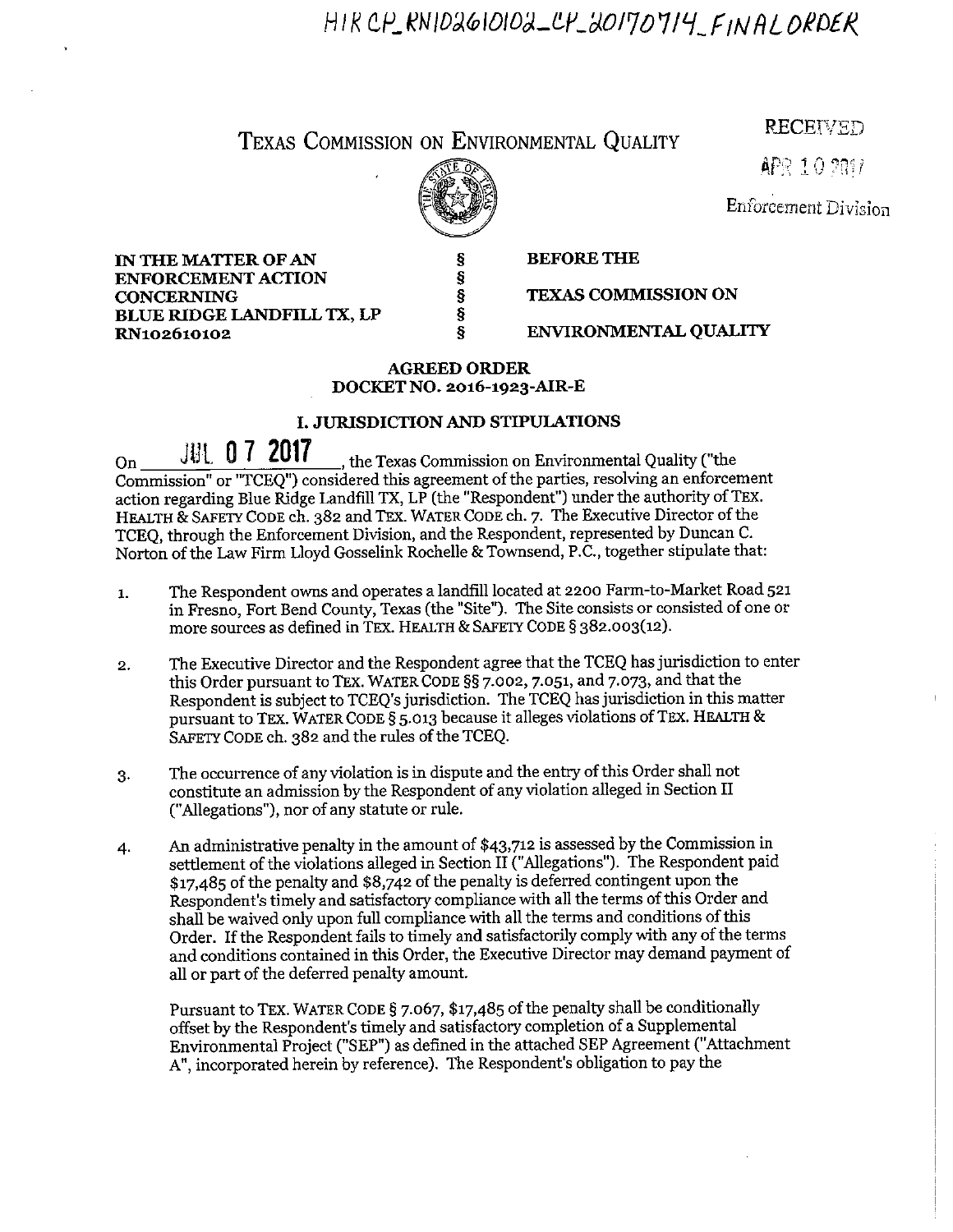HIR CP_RN102610102_CP_20170714_FINALORDER

# Texas Commission on Environmental Quality

RECEIVED

APR 10 2017

Enforcement Division

| | | |
|---|---|---|
| **IN THE MATTER OF AN ENFORCEMENT ACTION CONCERNING BLUE RIDGE LANDFILL TX, LP RN102610102** | § § § § § | **BEFORE THE TEXAS COMMISSION ON ENVIRONMENTAL QUALITY** |

**AGREED ORDER**
**DOCKET NO. 2016-1923-AIR-E**

## I. JURISDICTION AND STIPULATIONS

On JUL 07 2017, the Texas Commission on Environmental Quality ("the Commission" or "TCEQ") considered this agreement of the parties, resolving an enforcement action regarding Blue Ridge Landfill TX, LP (the "Respondent") under the authority of TEX. HEALTH & SAFETY CODE ch. 382 and TEX. WATER CODE ch. 7. The Executive Director of the TCEQ, through the Enforcement Division, and the Respondent, represented by Duncan C. Norton of the Law Firm Lloyd Gosselink Rochelle & Townsend, P.C., together stipulate that:

1. The Respondent owns and operates a landfill located at 2200 Farm-to-Market Road 521 in Fresno, Fort Bend County, Texas (the "Site"). The Site consists or consisted of one or more sources as defined in TEX. HEALTH & SAFETY CODE § 382.003(12).

2. The Executive Director and the Respondent agree that the TCEQ has jurisdiction to enter this Order pursuant to TEX. WATER CODE §§ 7.002, 7.051, and 7.073, and that the Respondent is subject to TCEQ's jurisdiction. The TCEQ has jurisdiction in this matter pursuant to TEX. WATER CODE § 5.013 because it alleges violations of TEX. HEALTH & SAFETY CODE ch. 382 and the rules of the TCEQ.

3. The occurrence of any violation is in dispute and the entry of this Order shall not constitute an admission by the Respondent of any violation alleged in Section II ("Allegations"), nor of any statute or rule.

4. An administrative penalty in the amount of $43,712 is assessed by the Commission in settlement of the violations alleged in Section II ("Allegations"). The Respondent paid $17,485 of the penalty and $8,742 of the penalty is deferred contingent upon the Respondent's timely and satisfactory compliance with all the terms of this Order and shall be waived only upon full compliance with all the terms and conditions of this Order. If the Respondent fails to timely and satisfactorily comply with any of the terms and conditions contained in this Order, the Executive Director may demand payment of all or part of the deferred penalty amount.

   Pursuant to TEX. WATER CODE § 7.067, $17,485 of the penalty shall be conditionally offset by the Respondent's timely and satisfactory completion of a Supplemental Environmental Project ("SEP") as defined in the attached SEP Agreement ("Attachment A", incorporated herein by reference). The Respondent's obligation to pay the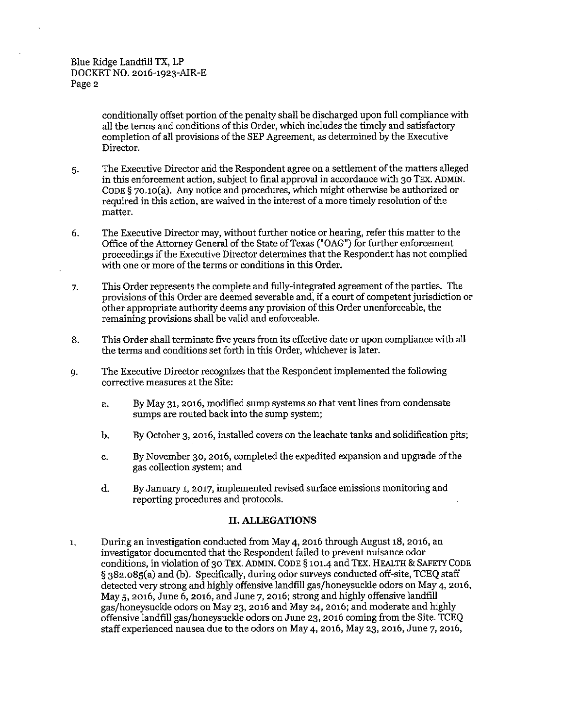conditionally offset portion of the penalty shall be discharged upon full compliance with all the terms and conditions of this Order, which includes the timely and satisfactory completion of all provisions of the SEP Agreement, as determined by the Executive Director.

5. The Executive Director and the Respondent agree on a settlement of the matters alleged in this enforcement action, subject to final approval in accordance with 30 TEX. ADMIN. CODE § 70.10(a). Any notice and procedures, which might otherwise be authorized or required in this action, are waived in the interest of a more timely resolution of the matter.

6. The Executive Director may, without further notice or hearing, refer this matter to the Office of the Attorney General of the State of Texas ("OAG") for further enforcement proceedings if the Executive Director determines that the Respondent has not complied with one or more of the terms or conditions in this Order.

7. This Order represents the complete and fully-integrated agreement of the parties. The provisions of this Order are deemed severable and, if a court of competent jurisdiction or other appropriate authority deems any provision of this Order unenforceable, the remaining provisions shall be valid and enforceable.

8. This Order shall terminate five years from its effective date or upon compliance with all the terms and conditions set forth in this Order, whichever is later.

9. The Executive Director recognizes that the Respondent implemented the following corrective measures at the Site:

   a. By May 31, 2016, modified sump systems so that vent lines from condensate sumps are routed back into the sump system;

   b. By October 3, 2016, installed covers on the leachate tanks and solidification pits;

   c. By November 30, 2016, completed the expedited expansion and upgrade of the gas collection system; and

   d. By January 1, 2017, implemented revised surface emissions monitoring and reporting procedures and protocols.

## II. ALLEGATIONS

1. During an investigation conducted from May 4, 2016 through August 18, 2016, an investigator documented that the Respondent failed to prevent nuisance odor conditions, in violation of 30 TEX. ADMIN. CODE § 101.4 and TEX. HEALTH & SAFETY CODE § 382.085(a) and (b). Specifically, during odor surveys conducted off-site, TCEQ staff detected very strong and highly offensive landfill gas/honeysuckle odors on May 4, 2016, May 5, 2016, June 6, 2016, and June 7, 2016; strong and highly offensive landfill gas/honeysuckle odors on May 23, 2016 and May 24, 2016; and moderate and highly offensive landfill gas/honeysuckle odors on June 23, 2016 coming from the Site. TCEQ staff experienced nausea due to the odors on May 4, 2016, May 23, 2016, June 7, 2016,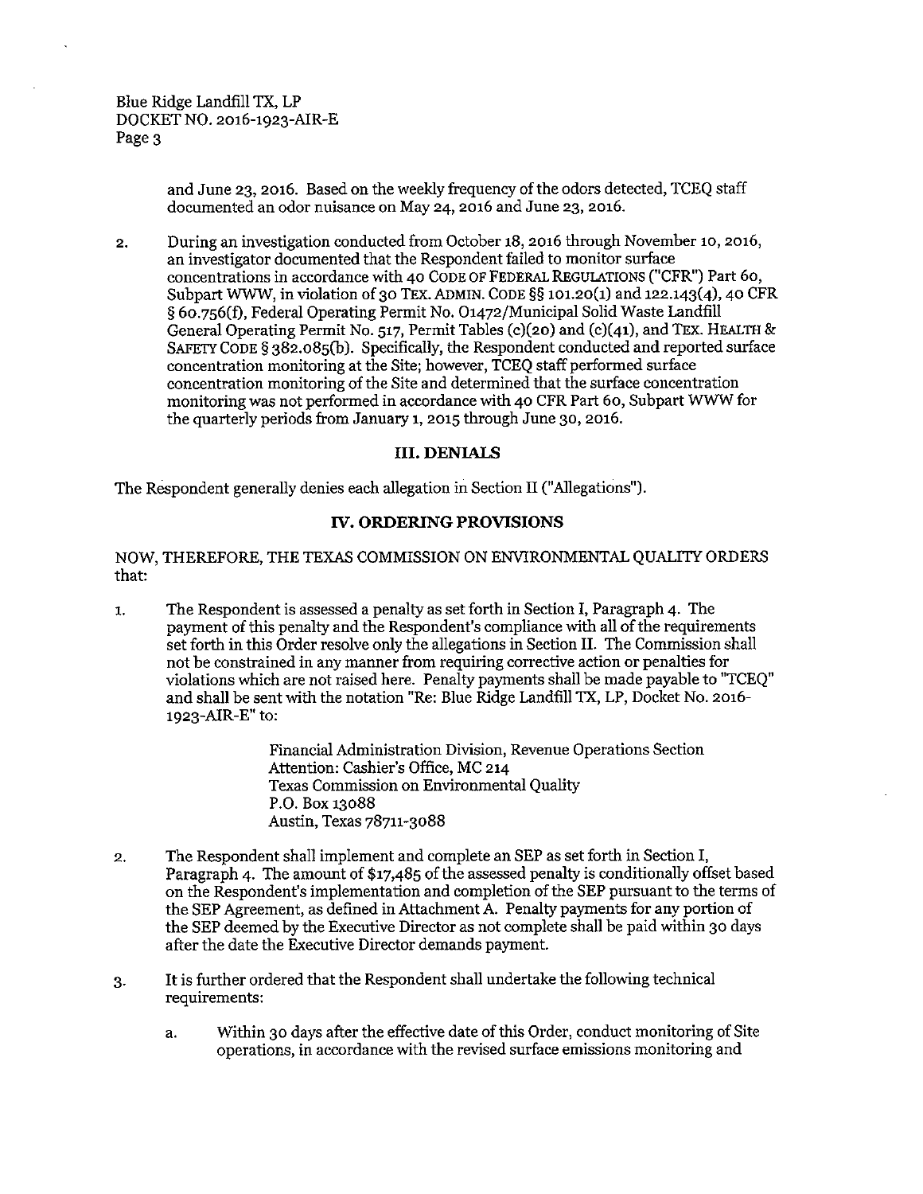and June 23, 2016. Based on the weekly frequency of the odors detected, TCEQ staff documented an odor nuisance on May 24, 2016 and June 23, 2016.

2. During an investigation conducted from October 18, 2016 through November 10, 2016, an investigator documented that the Respondent failed to monitor surface concentrations in accordance with 40 CODE OF FEDERAL REGULATIONS ("CFR") Part 60, Subpart WWW, in violation of 30 TEX. ADMIN. CODE §§ 101.20(1) and 122.143(4), 40 CFR § 60.756(f), Federal Operating Permit No. O1472/Municipal Solid Waste Landfill General Operating Permit No. 517, Permit Tables (c)(20) and (c)(41), and TEX. HEALTH & SAFETY CODE § 382.085(b). Specifically, the Respondent conducted and reported surface concentration monitoring at the Site; however, TCEQ staff performed surface concentration monitoring of the Site and determined that the surface concentration monitoring was not performed in accordance with 40 CFR Part 60, Subpart WWW for the quarterly periods from January 1, 2015 through June 30, 2016.

## III. DENIALS

The Respondent generally denies each allegation in Section II ("Allegations").

## IV. ORDERING PROVISIONS

NOW, THEREFORE, THE TEXAS COMMISSION ON ENVIRONMENTAL QUALITY ORDERS that:

1. The Respondent is assessed a penalty as set forth in Section I, Paragraph 4. The payment of this penalty and the Respondent's compliance with all of the requirements set forth in this Order resolve only the allegations in Section II. The Commission shall not be constrained in any manner from requiring corrective action or penalties for violations which are not raised here. Penalty payments shall be made payable to "TCEQ" and shall be sent with the notation "Re: Blue Ridge Landfill TX, LP, Docket No. 2016-1923-AIR-E" to:

   Financial Administration Division, Revenue Operations Section
   Attention: Cashier's Office, MC 214
   Texas Commission on Environmental Quality
   P.O. Box 13088
   Austin, Texas 78711-3088

2. The Respondent shall implement and complete an SEP as set forth in Section I, Paragraph 4. The amount of $17,485 of the assessed penalty is conditionally offset based on the Respondent's implementation and completion of the SEP pursuant to the terms of the SEP Agreement, as defined in Attachment A. Penalty payments for any portion of the SEP deemed by the Executive Director as not complete shall be paid within 30 days after the date the Executive Director demands payment.

3. It is further ordered that the Respondent shall undertake the following technical requirements:

   a. Within 30 days after the effective date of this Order, conduct monitoring of Site operations, in accordance with the revised surface emissions monitoring and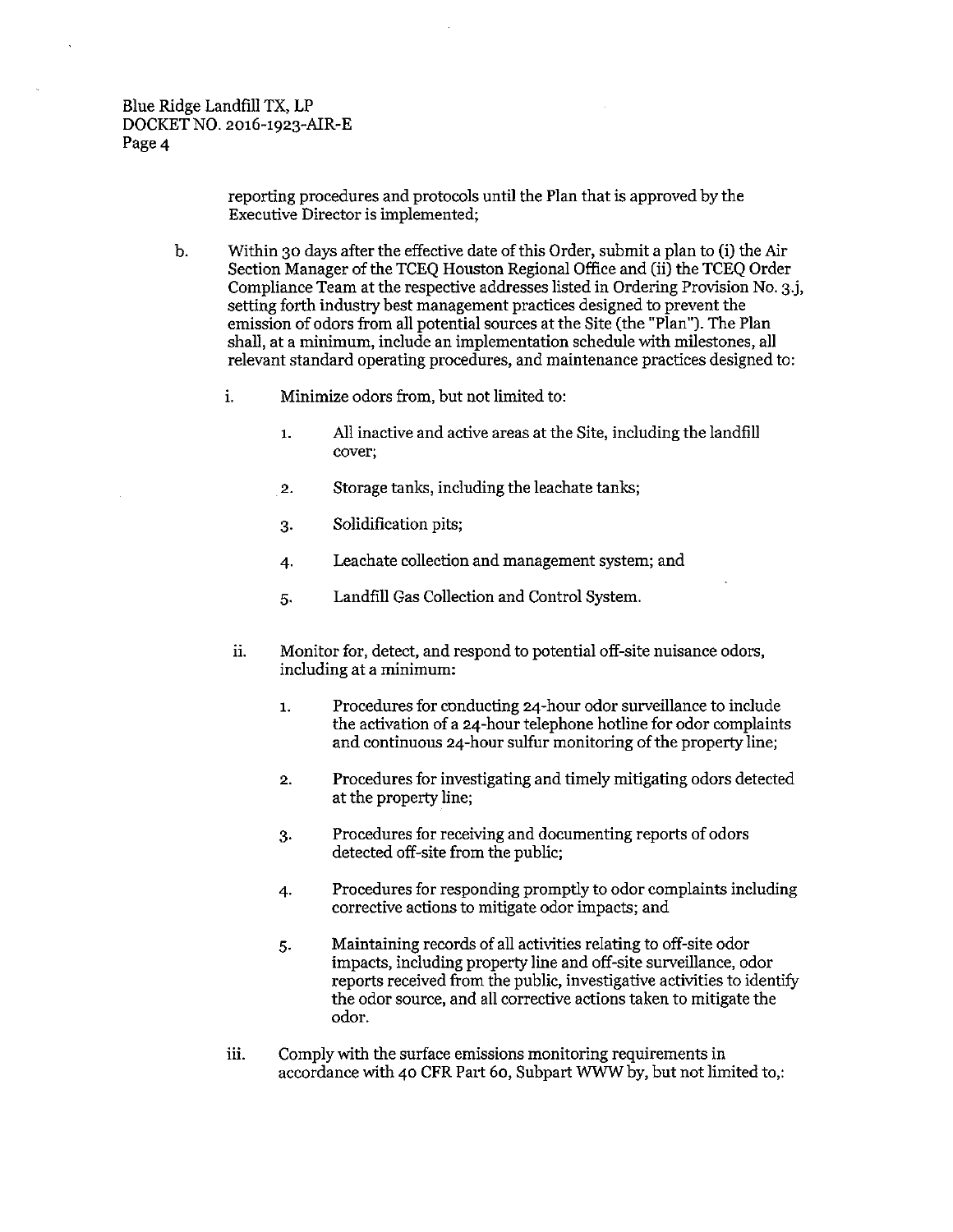reporting procedures and protocols until the Plan that is approved by the Executive Director is implemented;

b. Within 30 days after the effective date of this Order, submit a plan to (i) the Air Section Manager of the TCEQ Houston Regional Office and (ii) the TCEQ Order Compliance Team at the respective addresses listed in Ordering Provision No. 3.j, setting forth industry best management practices designed to prevent the emission of odors from all potential sources at the Site (the "Plan"). The Plan shall, at a minimum, include an implementation schedule with milestones, all relevant standard operating procedures, and maintenance practices designed to:

   i. Minimize odors from, but not limited to:

      1. All inactive and active areas at the Site, including the landfill cover;

      2. Storage tanks, including the leachate tanks;

      3. Solidification pits;

      4. Leachate collection and management system; and

      5. Landfill Gas Collection and Control System.

   ii. Monitor for, detect, and respond to potential off-site nuisance odors, including at a minimum:

      1. Procedures for conducting 24-hour odor surveillance to include the activation of a 24-hour telephone hotline for odor complaints and continuous 24-hour sulfur monitoring of the property line;

      2. Procedures for investigating and timely mitigating odors detected at the property line;

      3. Procedures for receiving and documenting reports of odors detected off-site from the public;

      4. Procedures for responding promptly to odor complaints including corrective actions to mitigate odor impacts; and

      5. Maintaining records of all activities relating to off-site odor impacts, including property line and off-site surveillance, odor reports received from the public, investigative activities to identify the odor source, and all corrective actions taken to mitigate the odor.

   iii. Comply with the surface emissions monitoring requirements in accordance with 40 CFR Part 60, Subpart WWW by, but not limited to,: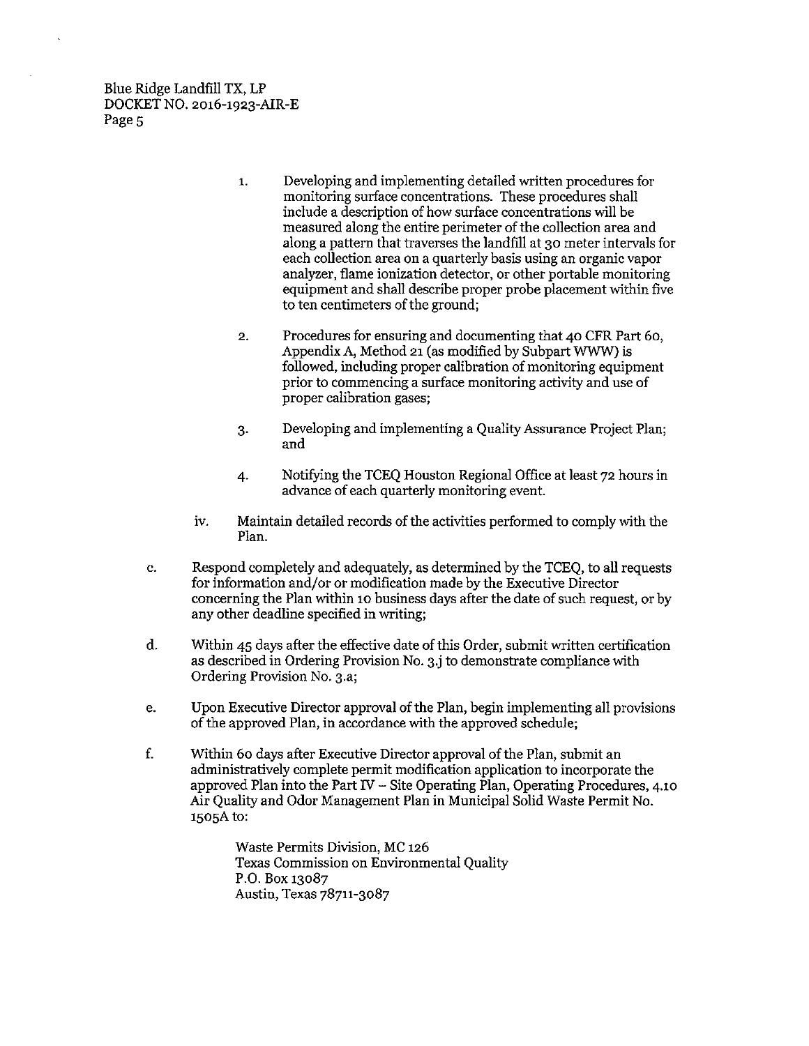1. Developing and implementing detailed written procedures for monitoring surface concentrations. These procedures shall include a description of how surface concentrations will be measured along the entire perimeter of the collection area and along a pattern that traverses the landfill at 30 meter intervals for each collection area on a quarterly basis using an organic vapor analyzer, flame ionization detector, or other portable monitoring equipment and shall describe proper probe placement within five to ten centimeters of the ground;

2. Procedures for ensuring and documenting that 40 CFR Part 60, Appendix A, Method 21 (as modified by Subpart WWW) is followed, including proper calibration of monitoring equipment prior to commencing a surface monitoring activity and use of proper calibration gases;

3. Developing and implementing a Quality Assurance Project Plan; and

4. Notifying the TCEQ Houston Regional Office at least 72 hours in advance of each quarterly monitoring event.

iv. Maintain detailed records of the activities performed to comply with the Plan.

c. Respond completely and adequately, as determined by the TCEQ, to all requests for information and/or or modification made by the Executive Director concerning the Plan within 10 business days after the date of such request, or by any other deadline specified in writing;

d. Within 45 days after the effective date of this Order, submit written certification as described in Ordering Provision No. 3.j to demonstrate compliance with Ordering Provision No. 3.a;

e. Upon Executive Director approval of the Plan, begin implementing all provisions of the approved Plan, in accordance with the approved schedule;

f. Within 60 days after Executive Director approval of the Plan, submit an administratively complete permit modification application to incorporate the approved Plan into the Part IV – Site Operating Plan, Operating Procedures, 4.10 Air Quality and Odor Management Plan in Municipal Solid Waste Permit No. 1505A to:

   Waste Permits Division, MC 126
   Texas Commission on Environmental Quality
   P.O. Box 13087
   Austin, Texas 78711-3087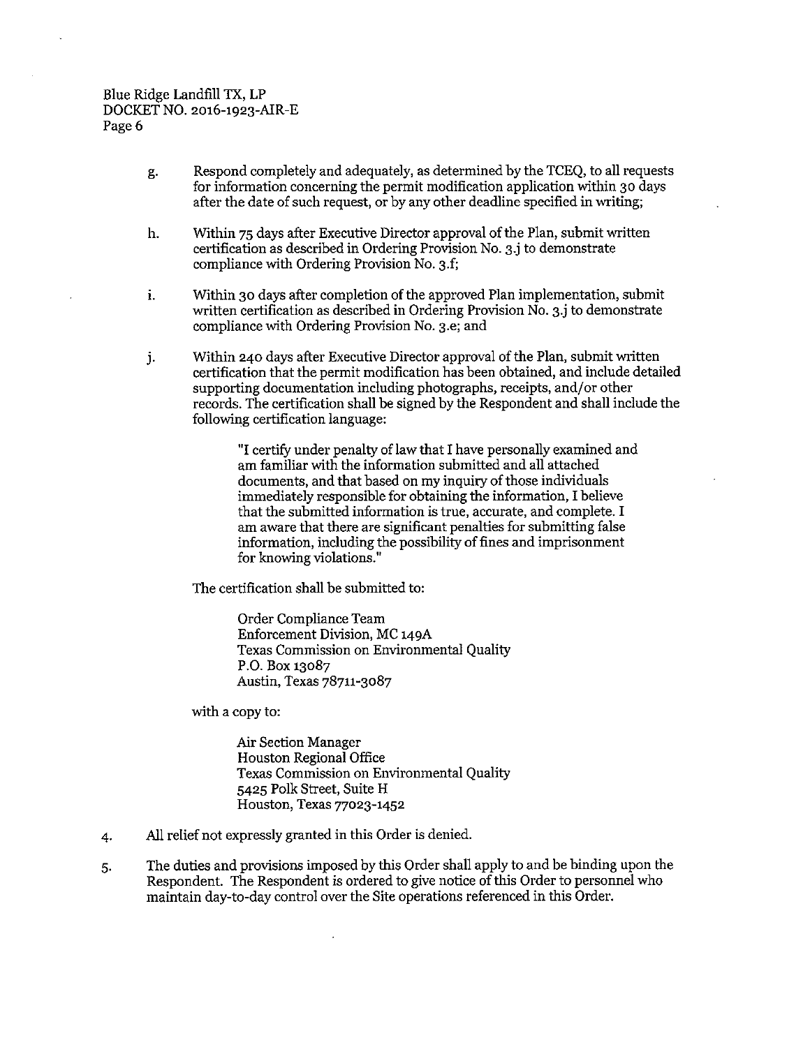g. Respond completely and adequately, as determined by the TCEQ, to all requests for information concerning the permit modification application within 30 days after the date of such request, or by any other deadline specified in writing;

h. Within 75 days after Executive Director approval of the Plan, submit written certification as described in Ordering Provision No. 3.j to demonstrate compliance with Ordering Provision No. 3.f;

i. Within 30 days after completion of the approved Plan implementation, submit written certification as described in Ordering Provision No. 3.j to demonstrate compliance with Ordering Provision No. 3.e; and

j. Within 240 days after Executive Director approval of the Plan, submit written certification that the permit modification has been obtained, and include detailed supporting documentation including photographs, receipts, and/or other records. The certification shall be signed by the Respondent and shall include the following certification language:

> "I certify under penalty of law that I have personally examined and am familiar with the information submitted and all attached documents, and that based on my inquiry of those individuals immediately responsible for obtaining the information, I believe that the submitted information is true, accurate, and complete. I am aware that there are significant penalties for submitting false information, including the possibility of fines and imprisonment for knowing violations."

The certification shall be submitted to:

> Order Compliance Team
> Enforcement Division, MC 149A
> Texas Commission on Environmental Quality
> P.O. Box 13087
> Austin, Texas 78711-3087

with a copy to:

> Air Section Manager
> Houston Regional Office
> Texas Commission on Environmental Quality
> 5425 Polk Street, Suite H
> Houston, Texas 77023-1452

4. All relief not expressly granted in this Order is denied.

5. The duties and provisions imposed by this Order shall apply to and be binding upon the Respondent. The Respondent is ordered to give notice of this Order to personnel who maintain day-to-day control over the Site operations referenced in this Order.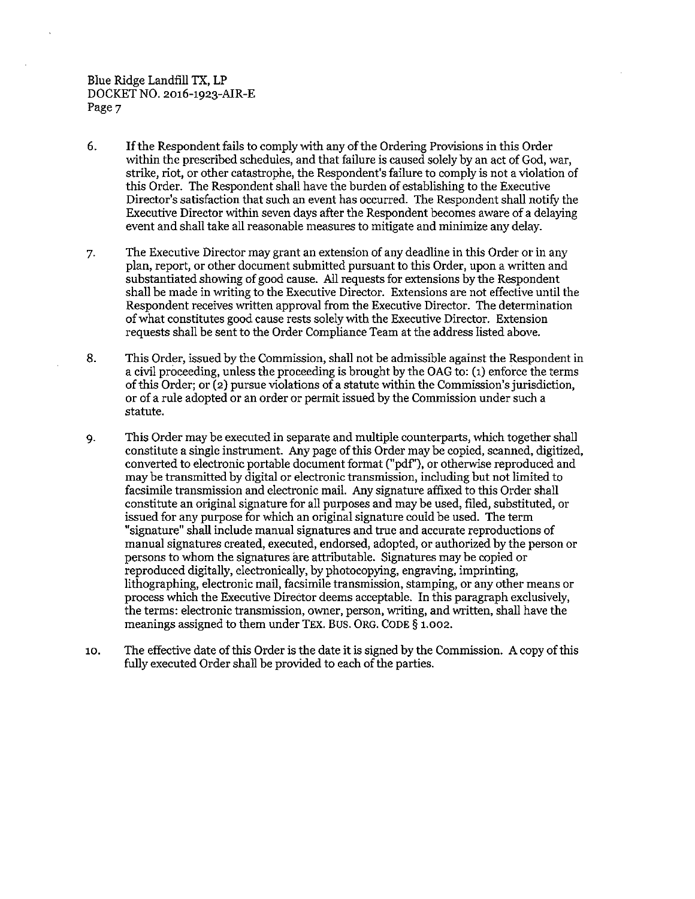6. If the Respondent fails to comply with any of the Ordering Provisions in this Order within the prescribed schedules, and that failure is caused solely by an act of God, war, strike, riot, or other catastrophe, the Respondent's failure to comply is not a violation of this Order. The Respondent shall have the burden of establishing to the Executive Director's satisfaction that such an event has occurred. The Respondent shall notify the Executive Director within seven days after the Respondent becomes aware of a delaying event and shall take all reasonable measures to mitigate and minimize any delay.

7. The Executive Director may grant an extension of any deadline in this Order or in any plan, report, or other document submitted pursuant to this Order, upon a written and substantiated showing of good cause. All requests for extensions by the Respondent shall be made in writing to the Executive Director. Extensions are not effective until the Respondent receives written approval from the Executive Director. The determination of what constitutes good cause rests solely with the Executive Director. Extension requests shall be sent to the Order Compliance Team at the address listed above.

8. This Order, issued by the Commission, shall not be admissible against the Respondent in a civil proceeding, unless the proceeding is brought by the OAG to: (1) enforce the terms of this Order; or (2) pursue violations of a statute within the Commission's jurisdiction, or of a rule adopted or an order or permit issued by the Commission under such a statute.

9. This Order may be executed in separate and multiple counterparts, which together shall constitute a single instrument. Any page of this Order may be copied, scanned, digitized, converted to electronic portable document format ("pdf"), or otherwise reproduced and may be transmitted by digital or electronic transmission, including but not limited to facsimile transmission and electronic mail. Any signature affixed to this Order shall constitute an original signature for all purposes and may be used, filed, substituted, or issued for any purpose for which an original signature could be used. The term "signature" shall include manual signatures and true and accurate reproductions of manual signatures created, executed, endorsed, adopted, or authorized by the person or persons to whom the signatures are attributable. Signatures may be copied or reproduced digitally, electronically, by photocopying, engraving, imprinting, lithographing, electronic mail, facsimile transmission, stamping, or any other means or process which the Executive Director deems acceptable. In this paragraph exclusively, the terms: electronic transmission, owner, person, writing, and written, shall have the meanings assigned to them under TEX. BUS. ORG. CODE § 1.002.

10. The effective date of this Order is the date it is signed by the Commission. A copy of this fully executed Order shall be provided to each of the parties.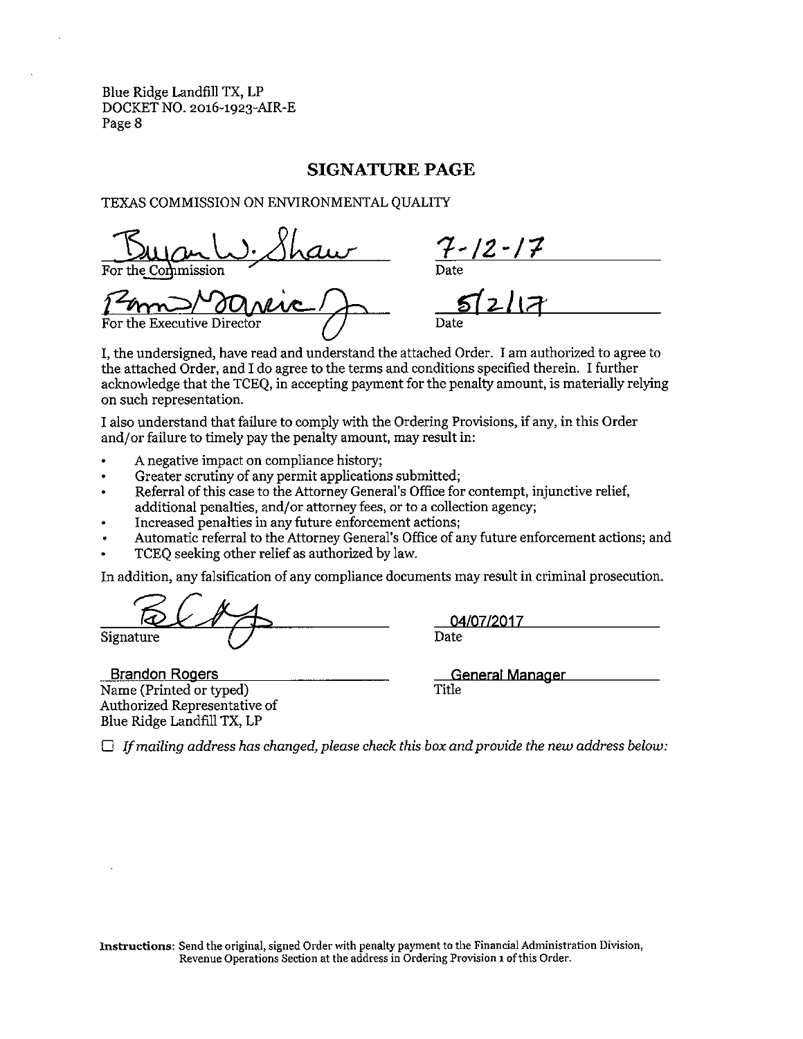Blue Ridge Landfill TX, LP
DOCKET NO. 2016-1923-AIR-E

## SIGNATURE PAGE

TEXAS COMMISSION ON ENVIRONMENTAL QUALITY

| | |
|---|---|
| *Bryan W. Shaw* | *7-12-17* |
| For the Commission | Date |
| *Pam Maric* | *5/2/17* |
| For the Executive Director | Date |

I, the undersigned, have read and understand the attached Order. I am authorized to agree to the attached Order, and I do agree to the terms and conditions specified therein. I further acknowledge that the TCEQ, in accepting payment for the penalty amount, is materially relying on such representation.

I also understand that failure to comply with the Ordering Provisions, if any, in this Order and/or failure to timely pay the penalty amount, may result in:

- A negative impact on compliance history;
- Greater scrutiny of any permit applications submitted;
- Referral of this case to the Attorney General's Office for contempt, injunctive relief, additional penalties, and/or attorney fees, or to a collection agency;
- Increased penalties in any future enforcement actions;
- Automatic referral to the Attorney General's Office of any future enforcement actions; and
- TCEQ seeking other relief as authorized by law.

In addition, any falsification of any compliance documents may result in criminal prosecution.

| | |
|---|---|
| *[signature]* | 04/07/2017 |
| Signature | Date |
| Brandon Rogers | General Manager |
| Name (Printed or typed) Authorized Representative of Blue Ridge Landfill TX, LP | Title |

☐ *If mailing address has changed, please check this box and provide the new address below:*

**Instructions**: Send the original, signed Order with penalty payment to the Financial Administration Division, Revenue Operations Section at the address in Ordering Provision 1 of this Order.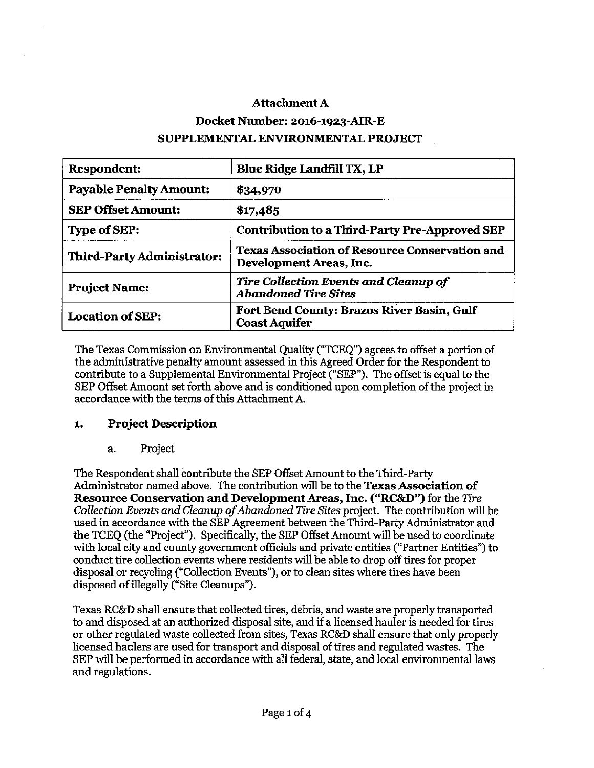# Attachment A

## Docket Number: 2016-1923-AIR-E

## SUPPLEMENTAL ENVIRONMENTAL PROJECT

| **Respondent:** | **Blue Ridge Landfill TX, LP** |
|---|---|
| **Payable Penalty Amount:** | **$34,970** |
| **SEP Offset Amount:** | **$17,485** |
| **Type of SEP:** | **Contribution to a Third-Party Pre-Approved SEP** |
| **Third-Party Administrator:** | **Texas Association of Resource Conservation and Development Areas, Inc.** |
| **Project Name:** | ***Tire Collection Events and Cleanup of Abandoned Tire Sites*** |
| **Location of SEP:** | **Fort Bend County: Brazos River Basin, Gulf Coast Aquifer** |

The Texas Commission on Environmental Quality ("TCEQ") agrees to offset a portion of the administrative penalty amount assessed in this Agreed Order for the Respondent to contribute to a Supplemental Environmental Project ("SEP"). The offset is equal to the SEP Offset Amount set forth above and is conditioned upon completion of the project in accordance with the terms of this Attachment A.

### 1. Project Description

a. Project

The Respondent shall contribute the SEP Offset Amount to the Third-Party Administrator named above. The contribution will be to the **Texas Association of Resource Conservation and Development Areas, Inc. ("RC&D")** for the *Tire Collection Events and Cleanup of Abandoned Tire Sites* project. The contribution will be used in accordance with the SEP Agreement between the Third-Party Administrator and the TCEQ (the "Project"). Specifically, the SEP Offset Amount will be used to coordinate with local city and county government officials and private entities ("Partner Entities") to conduct tire collection events where residents will be able to drop off tires for proper disposal or recycling ("Collection Events"), or to clean sites where tires have been disposed of illegally ("Site Cleanups").

Texas RC&D shall ensure that collected tires, debris, and waste are properly transported to and disposed at an authorized disposal site, and if a licensed hauler is needed for tires or other regulated waste collected from sites, Texas RC&D shall ensure that only properly licensed haulers are used for transport and disposal of tires and regulated wastes. The SEP will be performed in accordance with all federal, state, and local environmental laws and regulations.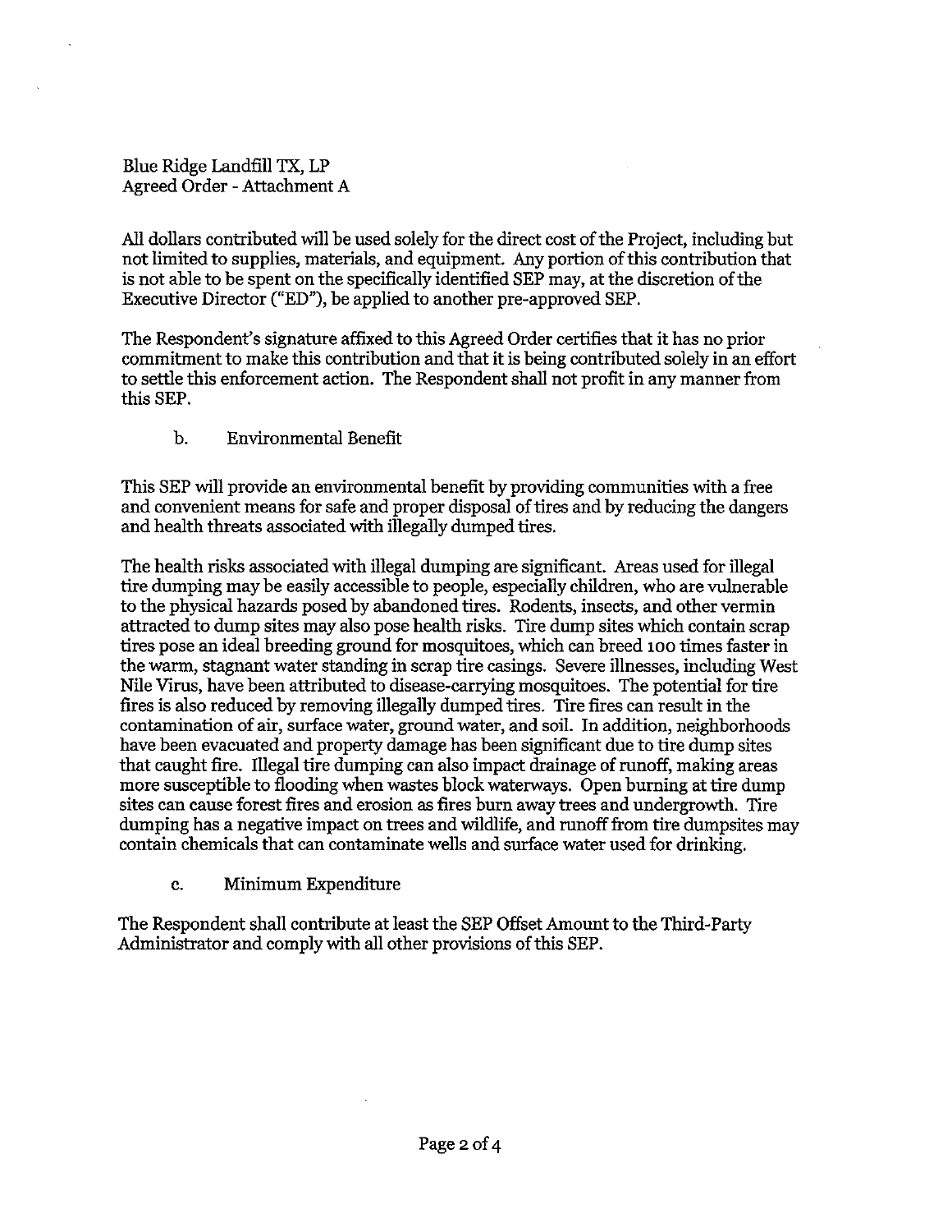Blue Ridge Landfill TX, LP
Agreed Order - Attachment A

All dollars contributed will be used solely for the direct cost of the Project, including but not limited to supplies, materials, and equipment. Any portion of this contribution that is not able to be spent on the specifically identified SEP may, at the discretion of the Executive Director ("ED"), be applied to another pre-approved SEP.

The Respondent's signature affixed to this Agreed Order certifies that it has no prior commitment to make this contribution and that it is being contributed solely in an effort to settle this enforcement action. The Respondent shall not profit in any manner from this SEP.

b. Environmental Benefit

This SEP will provide an environmental benefit by providing communities with a free and convenient means for safe and proper disposal of tires and by reducing the dangers and health threats associated with illegally dumped tires.

The health risks associated with illegal dumping are significant. Areas used for illegal tire dumping may be easily accessible to people, especially children, who are vulnerable to the physical hazards posed by abandoned tires. Rodents, insects, and other vermin attracted to dump sites may also pose health risks. Tire dump sites which contain scrap tires pose an ideal breeding ground for mosquitoes, which can breed 100 times faster in the warm, stagnant water standing in scrap tire casings. Severe illnesses, including West Nile Virus, have been attributed to disease-carrying mosquitoes. The potential for tire fires is also reduced by removing illegally dumped tires. Tire fires can result in the contamination of air, surface water, ground water, and soil. In addition, neighborhoods have been evacuated and property damage has been significant due to tire dump sites that caught fire. Illegal tire dumping can also impact drainage of runoff, making areas more susceptible to flooding when wastes block waterways. Open burning at tire dump sites can cause forest fires and erosion as fires burn away trees and undergrowth. Tire dumping has a negative impact on trees and wildlife, and runoff from tire dumpsites may contain chemicals that can contaminate wells and surface water used for drinking.

c. Minimum Expenditure

The Respondent shall contribute at least the SEP Offset Amount to the Third-Party Administrator and comply with all other provisions of this SEP.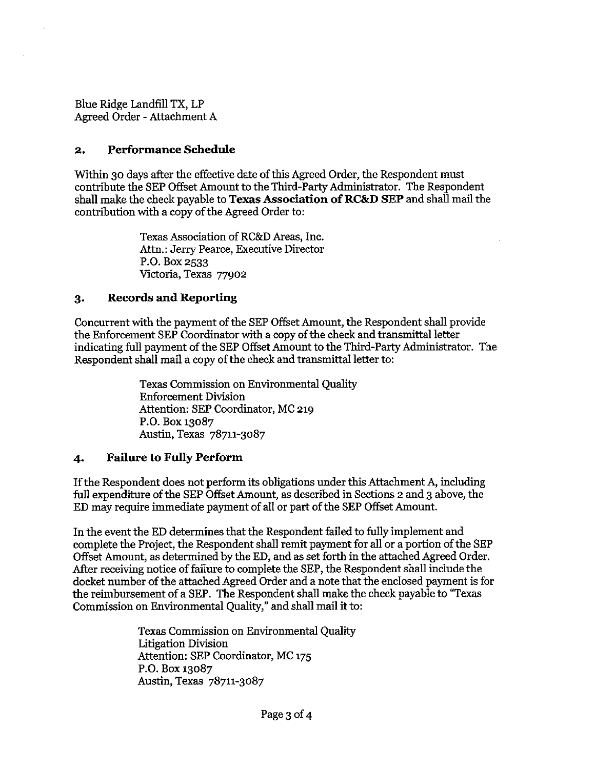Blue Ridge Landfill TX, LP
Agreed Order - Attachment A

## 2. Performance Schedule

Within 30 days after the effective date of this Agreed Order, the Respondent must contribute the SEP Offset Amount to the Third-Party Administrator. The Respondent shall make the check payable to **Texas Association of RC&D SEP** and shall mail the contribution with a copy of the Agreed Order to:

> Texas Association of RC&D Areas, Inc.
> Attn.: Jerry Pearce, Executive Director
> P.O. Box 2533
> Victoria, Texas 77902

## 3. Records and Reporting

Concurrent with the payment of the SEP Offset Amount, the Respondent shall provide the Enforcement SEP Coordinator with a copy of the check and transmittal letter indicating full payment of the SEP Offset Amount to the Third-Party Administrator. The Respondent shall mail a copy of the check and transmittal letter to:

> Texas Commission on Environmental Quality
> Enforcement Division
> Attention: SEP Coordinator, MC 219
> P.O. Box 13087
> Austin, Texas 78711-3087

## 4. Failure to Fully Perform

If the Respondent does not perform its obligations under this Attachment A, including full expenditure of the SEP Offset Amount, as described in Sections 2 and 3 above, the ED may require immediate payment of all or part of the SEP Offset Amount.

In the event the ED determines that the Respondent failed to fully implement and complete the Project, the Respondent shall remit payment for all or a portion of the SEP Offset Amount, as determined by the ED, and as set forth in the attached Agreed Order. After receiving notice of failure to complete the SEP, the Respondent shall include the docket number of the attached Agreed Order and a note that the enclosed payment is for the reimbursement of a SEP. The Respondent shall make the check payable to "Texas Commission on Environmental Quality," and shall mail it to:

> Texas Commission on Environmental Quality
> Litigation Division
> Attention: SEP Coordinator, MC 175
> P.O. Box 13087
> Austin, Texas 78711-3087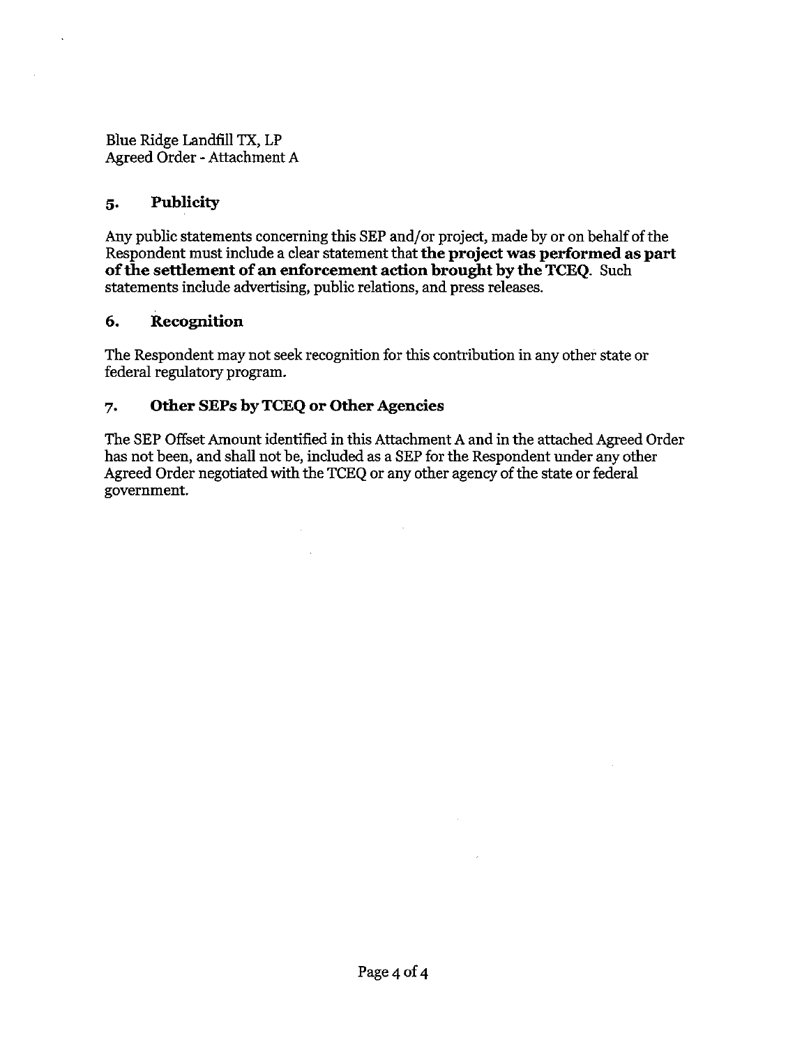Blue Ridge Landfill TX, LP
Agreed Order - Attachment A

## 5. Publicity

Any public statements concerning this SEP and/or project, made by or on behalf of the Respondent must include a clear statement that **the project was performed as part of the settlement of an enforcement action brought by the TCEQ**. Such statements include advertising, public relations, and press releases.

## 6. Recognition

The Respondent may not seek recognition for this contribution in any other state or federal regulatory program.

## 7. Other SEPs by TCEQ or Other Agencies

The SEP Offset Amount identified in this Attachment A and in the attached Agreed Order has not been, and shall not be, included as a SEP for the Respondent under any other Agreed Order negotiated with the TCEQ or any other agency of the state or federal government.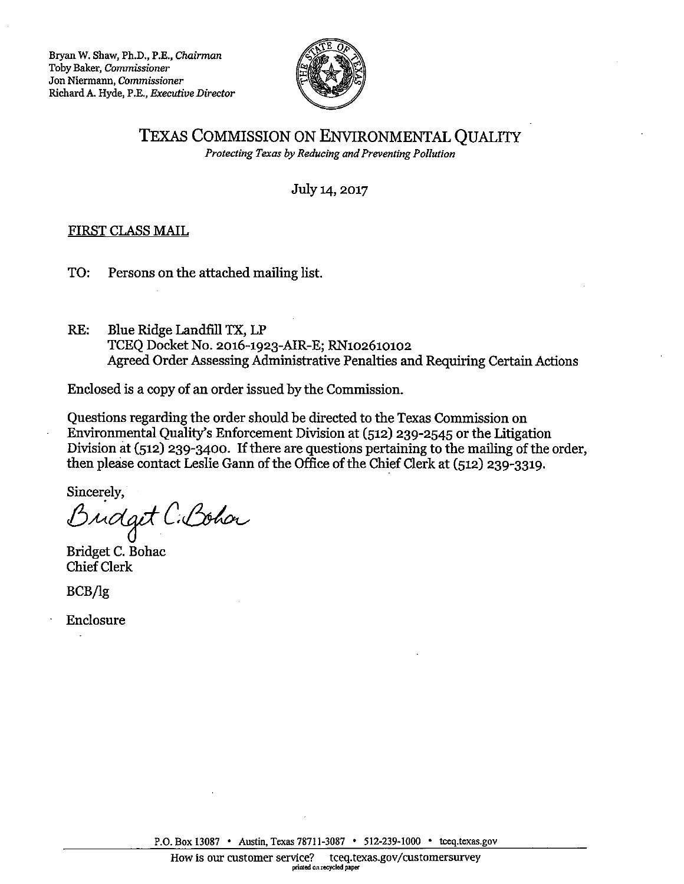Bryan W. Shaw, Ph.D., P.E., *Chairman*
Toby Baker, *Commissioner*
Jon Niermann, *Commissioner*
Richard A. Hyde, P.E., *Executive Director*

# TEXAS COMMISSION ON ENVIRONMENTAL QUALITY

*Protecting Texas by Reducing and Preventing Pollution*

July 14, 2017

FIRST CLASS MAIL

TO: Persons on the attached mailing list.

RE: Blue Ridge Landfill TX, LP
TCEQ Docket No. 2016-1923-AIR-E; RN102610102
Agreed Order Assessing Administrative Penalties and Requiring Certain Actions

Enclosed is a copy of an order issued by the Commission.

Questions regarding the order should be directed to the Texas Commission on Environmental Quality's Enforcement Division at (512) 239-2545 or the Litigation Division at (512) 239-3400. If there are questions pertaining to the mailing of the order, then please contact Leslie Gann of the Office of the Chief Clerk at (512) 239-3319.

Sincerely,

Bridget C. Bohac

Bridget C. Bohac
Chief Clerk

BCB/lg

Enclosure

P.O. Box 13087 • Austin, Texas 78711-3087 • 512-239-1000 • tceq.texas.gov

How is our customer service? tceq.texas.gov/customersurvey
printed on recycled paper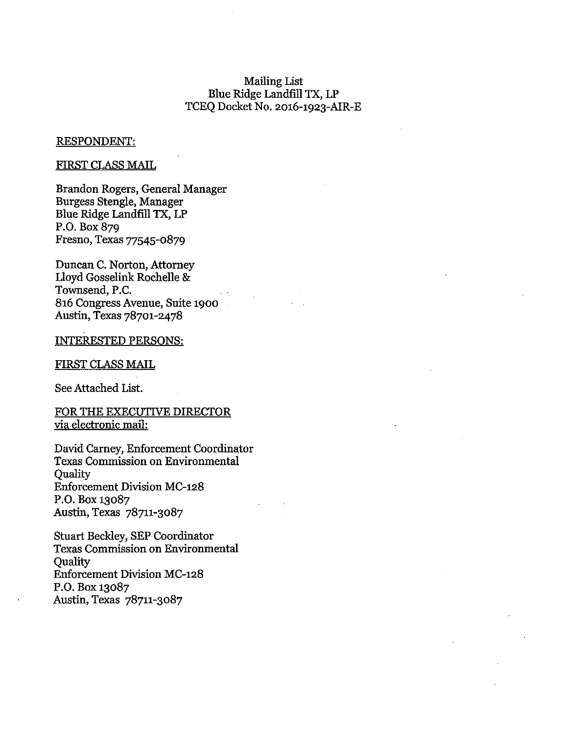Mailing List
Blue Ridge Landfill TX, LP
TCEQ Docket No. 2016-1923-AIR-E

RESPONDENT:

FIRST CLASS MAIL

Brandon Rogers, General Manager
Burgess Stengle, Manager
Blue Ridge Landfill TX, LP
P.O. Box 879
Fresno, Texas 77545-0879

Duncan C. Norton, Attorney
Lloyd Gosselink Rochelle &
Townsend, P.C.
816 Congress Avenue, Suite 1900
Austin, Texas 78701-2478

INTERESTED PERSONS:

FIRST CLASS MAIL

See Attached List.

FOR THE EXECUTIVE DIRECTOR
via electronic mail:

David Carney, Enforcement Coordinator
Texas Commission on Environmental
Quality
Enforcement Division MC-128
P.O. Box 13087
Austin, Texas 78711-3087

Stuart Beckley, SEP Coordinator
Texas Commission on Environmental
Quality
Enforcement Division MC-128
P.O. Box 13087
Austin, Texas 78711-3087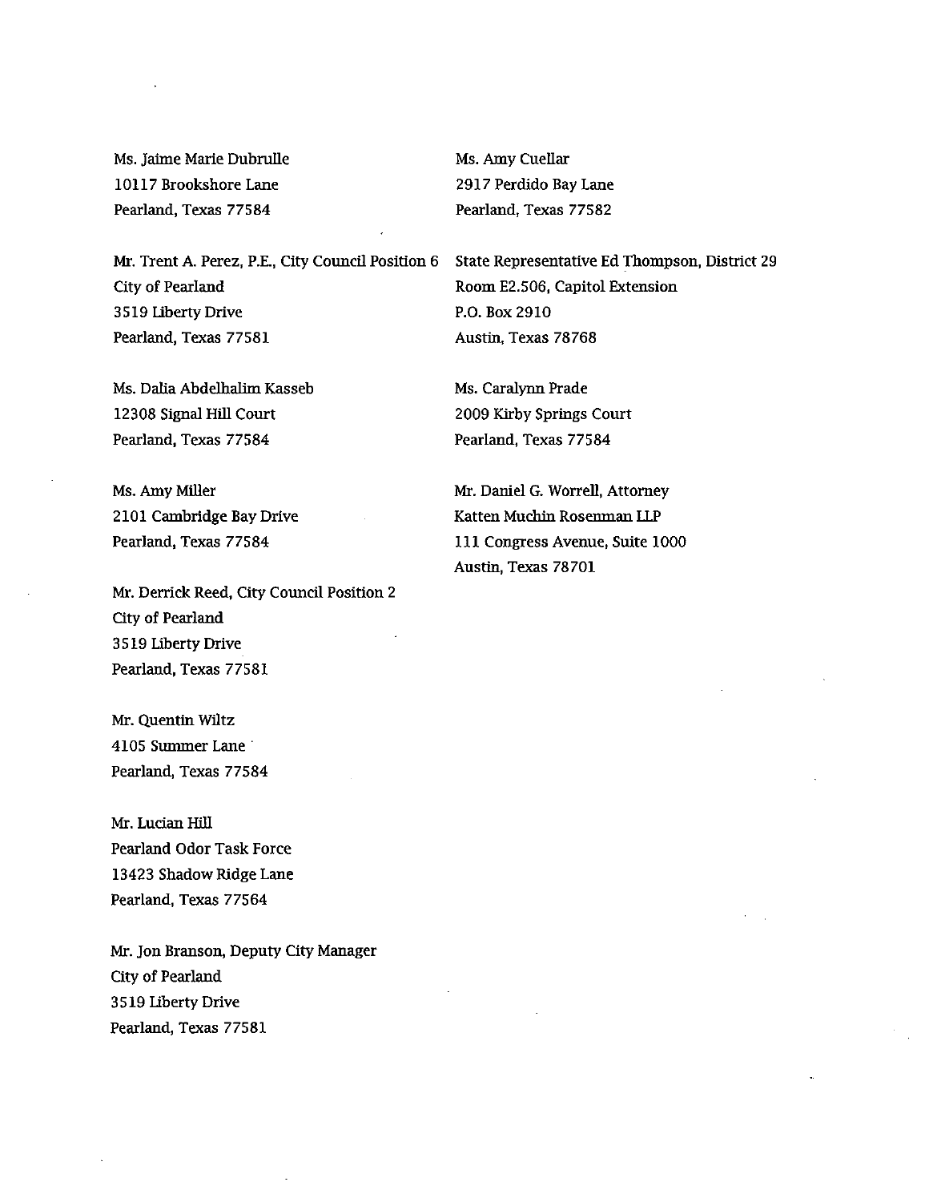Ms. Jaime Marie Dubrulle
10117 Brookshore Lane
Pearland, Texas 77584

Mr. Trent A. Perez, P.E., City Council Position 6
City of Pearland
3519 Liberty Drive
Pearland, Texas 77581

Ms. Dalia Abdelhalim Kasseb
12308 Signal Hill Court
Pearland, Texas 77584

Ms. Amy Miller
2101 Cambridge Bay Drive
Pearland, Texas 77584

Mr. Derrick Reed, City Council Position 2
City of Pearland
3519 Liberty Drive
Pearland, Texas 77581

Mr. Quentin Wiltz
4105 Summer Lane
Pearland, Texas 77584

Mr. Lucian Hill
Pearland Odor Task Force
13423 Shadow Ridge Lane
Pearland, Texas 77564

Mr. Jon Branson, Deputy City Manager
City of Pearland
3519 Liberty Drive
Pearland, Texas 77581

Ms. Amy Cuellar
2917 Perdido Bay Lane
Pearland, Texas 77582

State Representative Ed Thompson, District 29
Room E2.506, Capitol Extension
P.O. Box 2910
Austin, Texas 78768

Ms. Caralynn Prade
2009 Kirby Springs Court
Pearland, Texas 77584

Mr. Daniel G. Worrell, Attorney
Katten Muchin Rosenman LLP
111 Congress Avenue, Suite 1000
Austin, Texas 78701